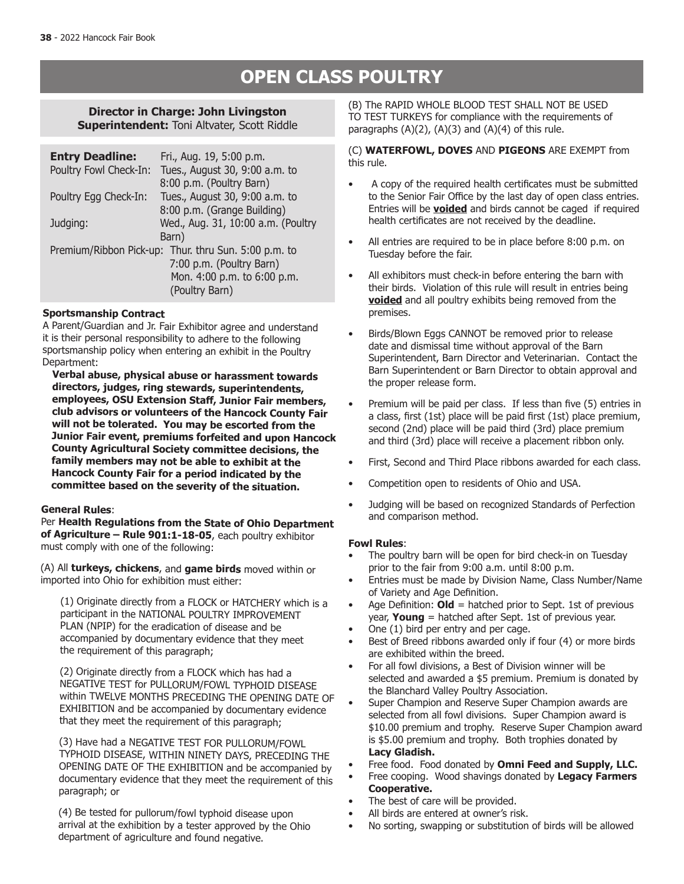# OPEN CLASS POULTRY

**Director in Charge: John Livingston**
**Superintendent:** Toni Altvater, Scott Riddle

| | |
|---|---|
| **Entry Deadline:** | Fri., Aug. 19, 5:00 p.m. |
| Poultry Fowl Check-In: | Tues., August 30, 9:00 a.m. to 8:00 p.m. (Poultry Barn) |
| Poultry Egg Check-In: | Tues., August 30, 9:00 a.m. to 8:00 p.m. (Grange Building) |
| Judging: | Wed., Aug. 31, 10:00 a.m. (Poultry Barn) |
| Premium/Ribbon Pick-up: | Thur. thru Sun. 5:00 p.m. to 7:00 p.m. (Poultry Barn) Mon. 4:00 p.m. to 6:00 p.m. (Poultry Barn) |

**Sportsmanship Contract**

A Parent/Guardian and Jr. Fair Exhibitor agree and understand it is their personal responsibility to adhere to the following sportsmanship policy when entering an exhibit in the Poultry Department:

**Verbal abuse, physical abuse or harassment towards directors, judges, ring stewards, superintendents, employees, OSU Extension Staff, Junior Fair members, club advisors or volunteers of the Hancock County Fair will not be tolerated. You may be escorted from the Junior Fair event, premiums forfeited and upon Hancock County Agricultural Society committee decisions, the family members may not be able to exhibit at the Hancock County Fair for a period indicated by the committee based on the severity of the situation.**

**General Rules**:

Per **Health Regulations from the State of Ohio Department of Agriculture – Rule 901:1-18-05**, each poultry exhibitor must comply with one of the following:

(A) All **turkeys, chickens**, and **game birds** moved within or imported into Ohio for exhibition must either:

(1) Originate directly from a FLOCK or HATCHERY which is a participant in the NATIONAL POULTRY IMPROVEMENT PLAN (NPIP) for the eradication of disease and be accompanied by documentary evidence that they meet the requirement of this paragraph;

(2) Originate directly from a FLOCK which has had a NEGATIVE TEST for PULLORUM/FOWL TYPHOID DISEASE within TWELVE MONTHS PRECEDING THE OPENING DATE OF EXHIBITION and be accompanied by documentary evidence that they meet the requirement of this paragraph;

(3) Have had a NEGATIVE TEST FOR PULLORUM/FOWL TYPHOID DISEASE, WITHIN NINETY DAYS, PRECEDING THE OPENING DATE OF THE EXHIBITION and be accompanied by documentary evidence that they meet the requirement of this paragraph; or

(4) Be tested for pullorum/fowl typhoid disease upon arrival at the exhibition by a tester approved by the Ohio department of agriculture and found negative.

(B) The RAPID WHOLE BLOOD TEST SHALL NOT BE USED TO TEST TURKEYS for compliance with the requirements of paragraphs (A)(2), (A)(3) and (A)(4) of this rule.

(C) **WATERFOWL, DOVES** AND **PIGEONS** ARE EXEMPT from this rule.

- A copy of the required health certificates must be submitted to the Senior Fair Office by the last day of open class entries. Entries will be **voided** and birds cannot be caged if required health certificates are not received by the deadline.
- All entries are required to be in place before 8:00 p.m. on Tuesday before the fair.
- All exhibitors must check-in before entering the barn with their birds. Violation of this rule will result in entries being **voided** and all poultry exhibits being removed from the premises.
- Birds/Blown Eggs CANNOT be removed prior to release date and dismissal time without approval of the Barn Superintendent, Barn Director and Veterinarian. Contact the Barn Superintendent or Barn Director to obtain approval and the proper release form.
- Premium will be paid per class. If less than five (5) entries in a class, first (1st) place will be paid first (1st) place premium, second (2nd) place will be paid third (3rd) place premium and third (3rd) place will receive a placement ribbon only.
- First, Second and Third Place ribbons awarded for each class.
- Competition open to residents of Ohio and USA.
- Judging will be based on recognized Standards of Perfection and comparison method.

**Fowl Rules**:

- The poultry barn will be open for bird check-in on Tuesday prior to the fair from 9:00 a.m. until 8:00 p.m.
- Entries must be made by Division Name, Class Number/Name of Variety and Age Definition.
- Age Definition: **Old** = hatched prior to Sept. 1st of previous year, **Young** = hatched after Sept. 1st of previous year.
- One (1) bird per entry and per cage.
- Best of Breed ribbons awarded only if four (4) or more birds are exhibited within the breed.
- For all fowl divisions, a Best of Division winner will be selected and awarded a $5 premium. Premium is donated by the Blanchard Valley Poultry Association.
- Super Champion and Reserve Super Champion awards are selected from all fowl divisions. Super Champion award is $10.00 premium and trophy. Reserve Super Champion award is $5.00 premium and trophy. Both trophies donated by **Lacy Gladish.**
- Free food. Food donated by **Omni Feed and Supply, LLC.**
- Free cooping. Wood shavings donated by **Legacy Farmers Cooperative.**
- The best of care will be provided.
- All birds are entered at owner's risk.
- No sorting, swapping or substitution of birds will be allowed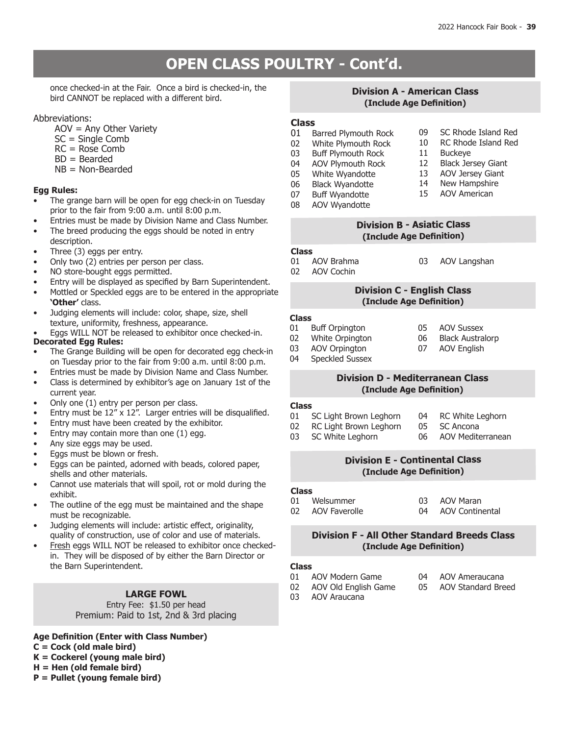# OPEN CLASS POULTRY - Cont'd.

once checked-in at the Fair. Once a bird is checked-in, the bird CANNOT be replaced with a different bird.

Abbreviations:

AOV = Any Other Variety
SC = Single Comb
RC = Rose Comb
BD = Bearded
NB = Non-Bearded

**Egg Rules:**

- The grange barn will be open for egg check-in on Tuesday prior to the fair from 9:00 a.m. until 8:00 p.m.
- Entries must be made by Division Name and Class Number.
- The breed producing the eggs should be noted in entry description.
- Three (3) eggs per entry.
- Only two (2) entries per person per class.
- NO store-bought eggs permitted.
- Entry will be displayed as specified by Barn Superintendent.
- Mottled or Speckled eggs are to be entered in the appropriate **'Other'** class.
- Judging elements will include: color, shape, size, shell texture, uniformity, freshness, appearance.
- Eggs WILL NOT be released to exhibitor once checked-in.

**Decorated Egg Rules:**

- The Grange Building will be open for decorated egg check-in on Tuesday prior to the fair from 9:00 a.m. until 8:00 p.m.
- Entries must be made by Division Name and Class Number.
- Class is determined by exhibitor's age on January 1st of the current year.
- Only one (1) entry per person per class.
- Entry must be 12" x 12". Larger entries will be disqualified.
- Entry must have been created by the exhibitor.
- Entry may contain more than one (1) egg.
- Any size eggs may be used.
- Eggs must be blown or fresh.
- Eggs can be painted, adorned with beads, colored paper, shells and other materials.
- Cannot use materials that will spoil, rot or mold during the exhibit.
- The outline of the egg must be maintained and the shape must be recognizable.
- Judging elements will include: artistic effect, originality, quality of construction, use of color and use of materials.
- Fresh eggs WILL NOT be released to exhibitor once checked-in. They will be disposed of by either the Barn Director or the Barn Superintendent.

## LARGE FOWL

Entry Fee: $1.50 per head
Premium: Paid to 1st, 2nd & 3rd placing

**Age Definition (Enter with Class Number)**
**C = Cock (old male bird)**
**K = Cockerel (young male bird)**
**H = Hen (old female bird)**
**P = Pullet (young female bird)**

### Division A - American Class
**(Include Age Definition)**

**Class**

01 Barred Plymouth Rock
02 White Plymouth Rock
03 Buff Plymouth Rock
04 AOV Plymouth Rock
05 White Wyandotte
06 Black Wyandotte
07 Buff Wyandotte
08 AOV Wyandotte
09 SC Rhode Island Red
10 RC Rhode Island Red
11 Buckeye
12 Black Jersey Giant
13 AOV Jersey Giant
14 New Hampshire
15 AOV American

### Division B - Asiatic Class
**(Include Age Definition)**

**Class**

01 AOV Brahma
02 AOV Cochin
03 AOV Langshan

### Division C - English Class
**(Include Age Definition)**

**Class**

01 Buff Orpington
02 White Orpington
03 AOV Orpington
04 Speckled Sussex
05 AOV Sussex
06 Black Australorp
07 AOV English

### Division D - Mediterranean Class
**(Include Age Definition)**

**Class**

01 SC Light Brown Leghorn
02 RC Light Brown Leghorn
03 SC White Leghorn
04 RC White Leghorn
05 SC Ancona
06 AOV Mediterranean

### Division E - Continental Class
**(Include Age Definition)**

**Class**

01 Welsummer
02 AOV Faverolle
03 AOV Maran
04 AOV Continental

### Division F - All Other Standard Breeds Class
**(Include Age Definition)**

**Class**

01 AOV Modern Game
02 AOV Old English Game
03 AOV Araucana
04 AOV Ameraucana
05 AOV Standard Breed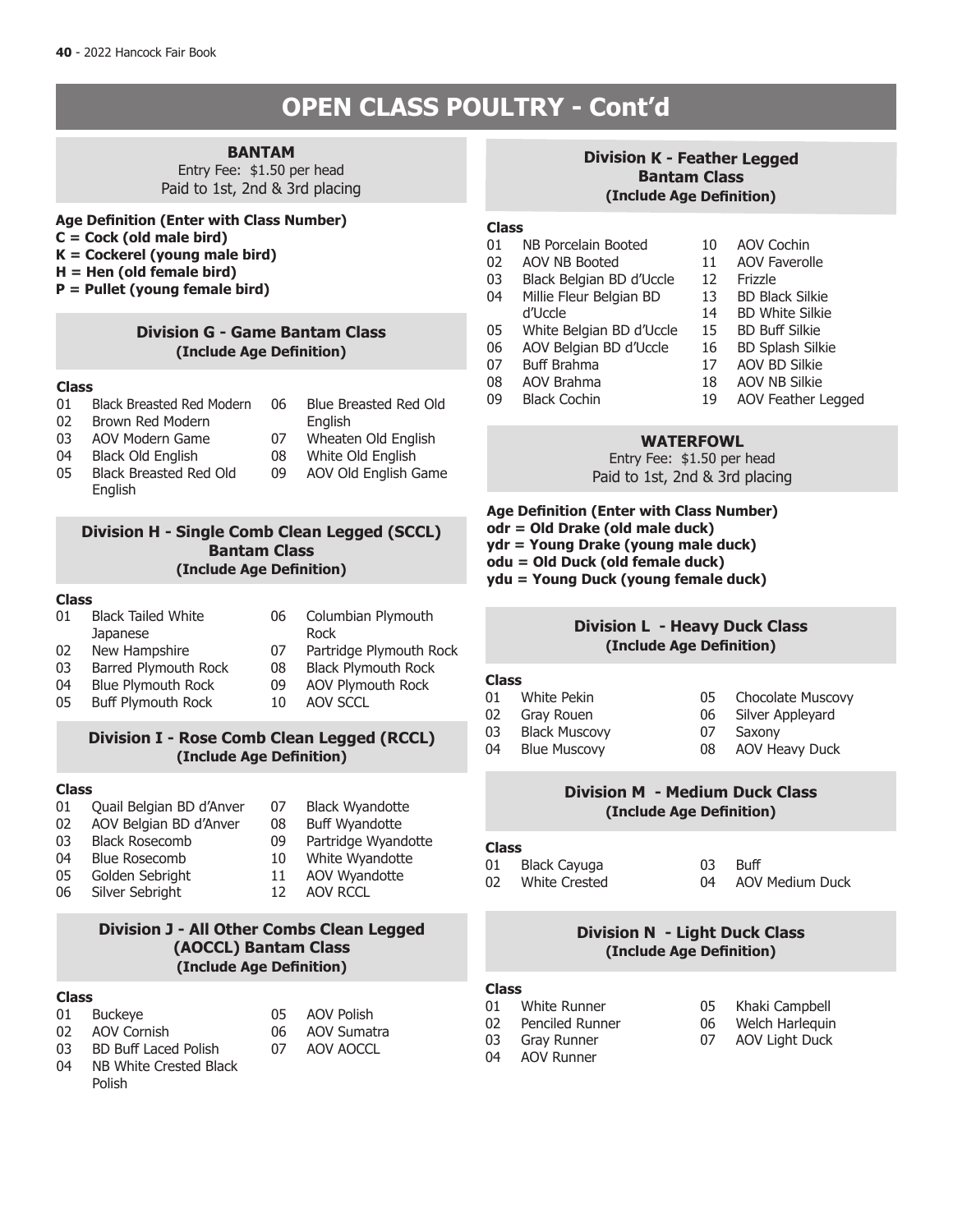# OPEN CLASS POULTRY - Cont'd

## BANTAM

Entry Fee: $1.50 per head
Paid to 1st, 2nd & 3rd placing

**Age Definition (Enter with Class Number)**
**C = Cock (old male bird)**
**K = Cockerel (young male bird)**
**H = Hen (old female bird)**
**P = Pullet (young female bird)**

### Division G - Game Bantam Class
**(Include Age Definition)**

**Class**

01 Black Breasted Red Modern
02 Brown Red Modern
03 AOV Modern Game
04 Black Old English
05 Black Breasted Red Old English
06 Blue Breasted Red Old English
07 Wheaten Old English
08 White Old English
09 AOV Old English Game

### Division H - Single Comb Clean Legged (SCCL) Bantam Class
**(Include Age Definition)**

**Class**

01 Black Tailed White Japanese
02 New Hampshire
03 Barred Plymouth Rock
04 Blue Plymouth Rock
05 Buff Plymouth Rock
06 Columbian Plymouth Rock
07 Partridge Plymouth Rock
08 Black Plymouth Rock
09 AOV Plymouth Rock
10 AOV SCCL

### Division I - Rose Comb Clean Legged (RCCL)
**(Include Age Definition)**

**Class**

01 Quail Belgian BD d'Anver
02 AOV Belgian BD d'Anver
03 Black Rosecomb
04 Blue Rosecomb
05 Golden Sebright
06 Silver Sebright
07 Black Wyandotte
08 Buff Wyandotte
09 Partridge Wyandotte
10 White Wyandotte
11 AOV Wyandotte
12 AOV RCCL

### Division J - All Other Combs Clean Legged (AOCCL) Bantam Class
**(Include Age Definition)**

**Class**

01 Buckeye
02 AOV Cornish
03 BD Buff Laced Polish
04 NB White Crested Black Polish
05 AOV Polish
06 AOV Sumatra
07 AOV AOCCL

### Division K - Feather Legged Bantam Class
**(Include Age Definition)**

**Class**

01 NB Porcelain Booted
02 AOV NB Booted
03 Black Belgian BD d'Uccle
04 Millie Fleur Belgian BD d'Uccle
05 White Belgian BD d'Uccle
06 AOV Belgian BD d'Uccle
07 Buff Brahma
08 AOV Brahma
09 Black Cochin
10 AOV Cochin
11 AOV Faverolle
12 Frizzle
13 BD Black Silkie
14 BD White Silkie
15 BD Buff Silkie
16 BD Splash Silkie
17 AOV BD Silkie
18 AOV NB Silkie
19 AOV Feather Legged

## WATERFOWL

Entry Fee: $1.50 per head
Paid to 1st, 2nd & 3rd placing

**Age Definition (Enter with Class Number)**
**odr = Old Drake (old male duck)**
**ydr = Young Drake (young male duck)**
**odu = Old Duck (old female duck)**
**ydu = Young Duck (young female duck)**

### Division L - Heavy Duck Class
**(Include Age Definition)**

**Class**

01 White Pekin
02 Gray Rouen
03 Black Muscovy
04 Blue Muscovy
05 Chocolate Muscovy
06 Silver Appleyard
07 Saxony
08 AOV Heavy Duck

### Division M - Medium Duck Class
**(Include Age Definition)**

**Class**

01 Black Cayuga
02 White Crested
03 Buff
04 AOV Medium Duck

### Division N - Light Duck Class
**(Include Age Definition)**

**Class**

01 White Runner
02 Penciled Runner
03 Gray Runner
04 AOV Runner
05 Khaki Campbell
06 Welch Harlequin
07 AOV Light Duck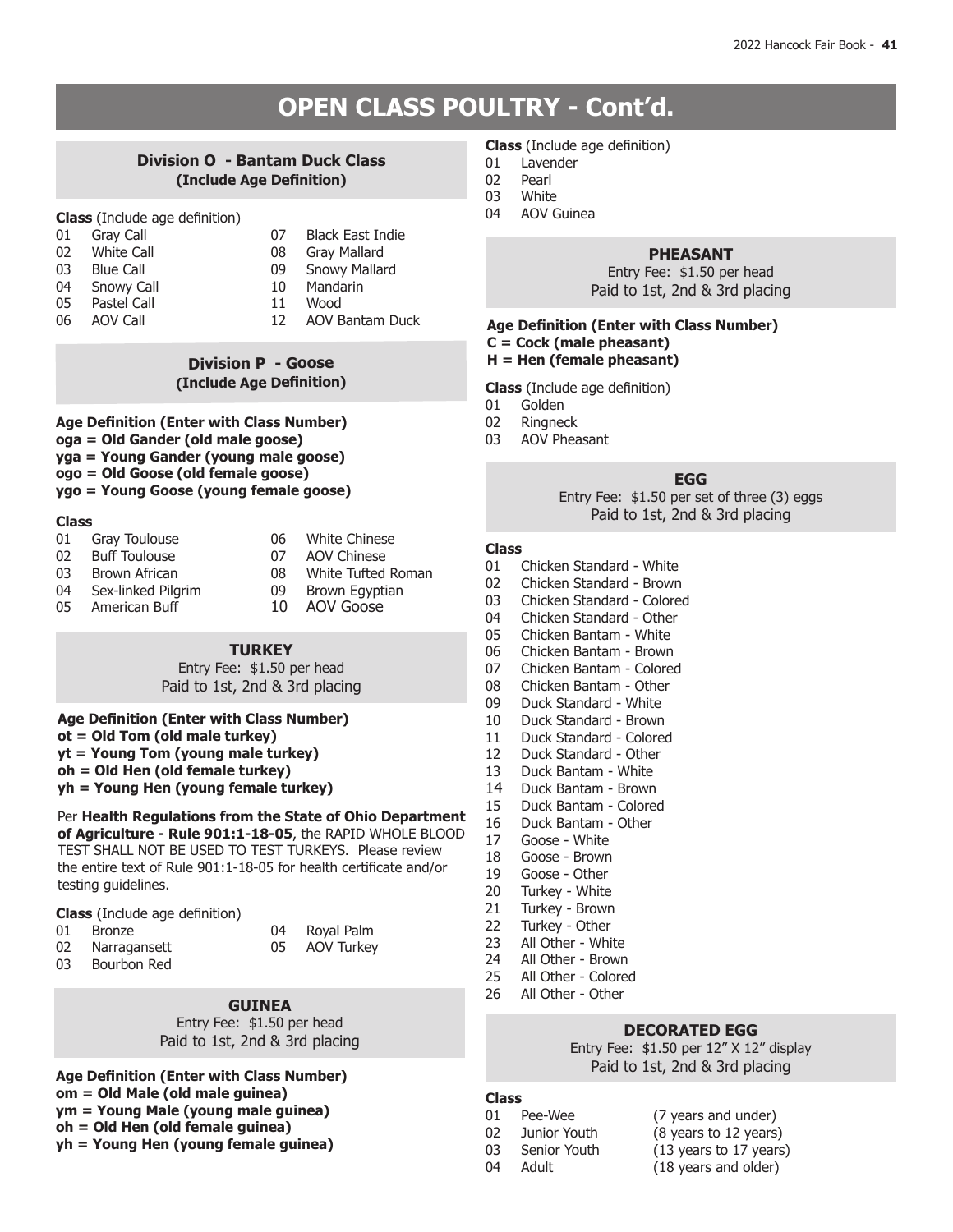# OPEN CLASS POULTRY - Cont'd.

## Division O - Bantam Duck Class
**(Include Age Definition)**

**Class** (Include age definition)

01 Gray Call
02 White Call
03 Blue Call
04 Snowy Call
05 Pastel Call
06 AOV Call
07 Black East Indie
08 Gray Mallard
09 Snowy Mallard
10 Mandarin
11 Wood
12 AOV Bantam Duck

## Division P - Goose
**(Include Age Definition)**

**Age Definition (Enter with Class Number)**
**oga = Old Gander (old male goose)**
**yga = Young Gander (young male goose)**
**ogo = Old Goose (old female goose)**
**ygo = Young Goose (young female goose)**

**Class**

01 Gray Toulouse
02 Buff Toulouse
03 Brown African
04 Sex-linked Pilgrim
05 American Buff
06 White Chinese
07 AOV Chinese
08 White Tufted Roman
09 Brown Egyptian
10 AOV Goose

## TURKEY
Entry Fee: $1.50 per head
Paid to 1st, 2nd & 3rd placing

**Age Definition (Enter with Class Number)**
**ot = Old Tom (old male turkey)**
**yt = Young Tom (young male turkey)**
**oh = Old Hen (old female turkey)**
**yh = Young Hen (young female turkey)**

Per **Health Regulations from the State of Ohio Department of Agriculture - Rule 901:1-18-05**, the RAPID WHOLE BLOOD TEST SHALL NOT BE USED TO TEST TURKEYS. Please review the entire text of Rule 901:1-18-05 for health certificate and/or testing guidelines.

**Class** (Include age definition)

01 Bronze
02 Narragansett
03 Bourbon Red
04 Royal Palm
05 AOV Turkey

## GUINEA
Entry Fee: $1.50 per head
Paid to 1st, 2nd & 3rd placing

**Age Definition (Enter with Class Number)**
**om = Old Male (old male guinea)**
**ym = Young Male (young male guinea)**
**oh = Old Hen (old female guinea)**
**yh = Young Hen (young female guinea)**

**Class** (Include age definition)

01 Lavender
02 Pearl
03 White
04 AOV Guinea

## PHEASANT
Entry Fee: $1.50 per head
Paid to 1st, 2nd & 3rd placing

**Age Definition (Enter with Class Number)**
**C = Cock (male pheasant)**
**H = Hen (female pheasant)**

**Class** (Include age definition)

01 Golden
02 Ringneck
03 AOV Pheasant

## EGG
Entry Fee: $1.50 per set of three (3) eggs
Paid to 1st, 2nd & 3rd placing

**Class**

01 Chicken Standard - White
02 Chicken Standard - Brown
03 Chicken Standard - Colored
04 Chicken Standard - Other
05 Chicken Bantam - White
06 Chicken Bantam - Brown
07 Chicken Bantam - Colored
08 Chicken Bantam - Other
09 Duck Standard - White
10 Duck Standard - Brown
11 Duck Standard - Colored
12 Duck Standard - Other
13 Duck Bantam - White
14 Duck Bantam - Brown
15 Duck Bantam - Colored
16 Duck Bantam - Other
17 Goose - White
18 Goose - Brown
19 Goose - Other
20 Turkey - White
21 Turkey - Brown
22 Turkey - Other
23 All Other - White
24 All Other - Brown
25 All Other - Colored
26 All Other - Other

## DECORATED EGG
Entry Fee: $1.50 per 12" X 12" display
Paid to 1st, 2nd & 3rd placing

**Class**

01 Pee-Wee (7 years and under)
02 Junior Youth (8 years to 12 years)
03 Senior Youth (13 years to 17 years)
04 Adult (18 years and older)